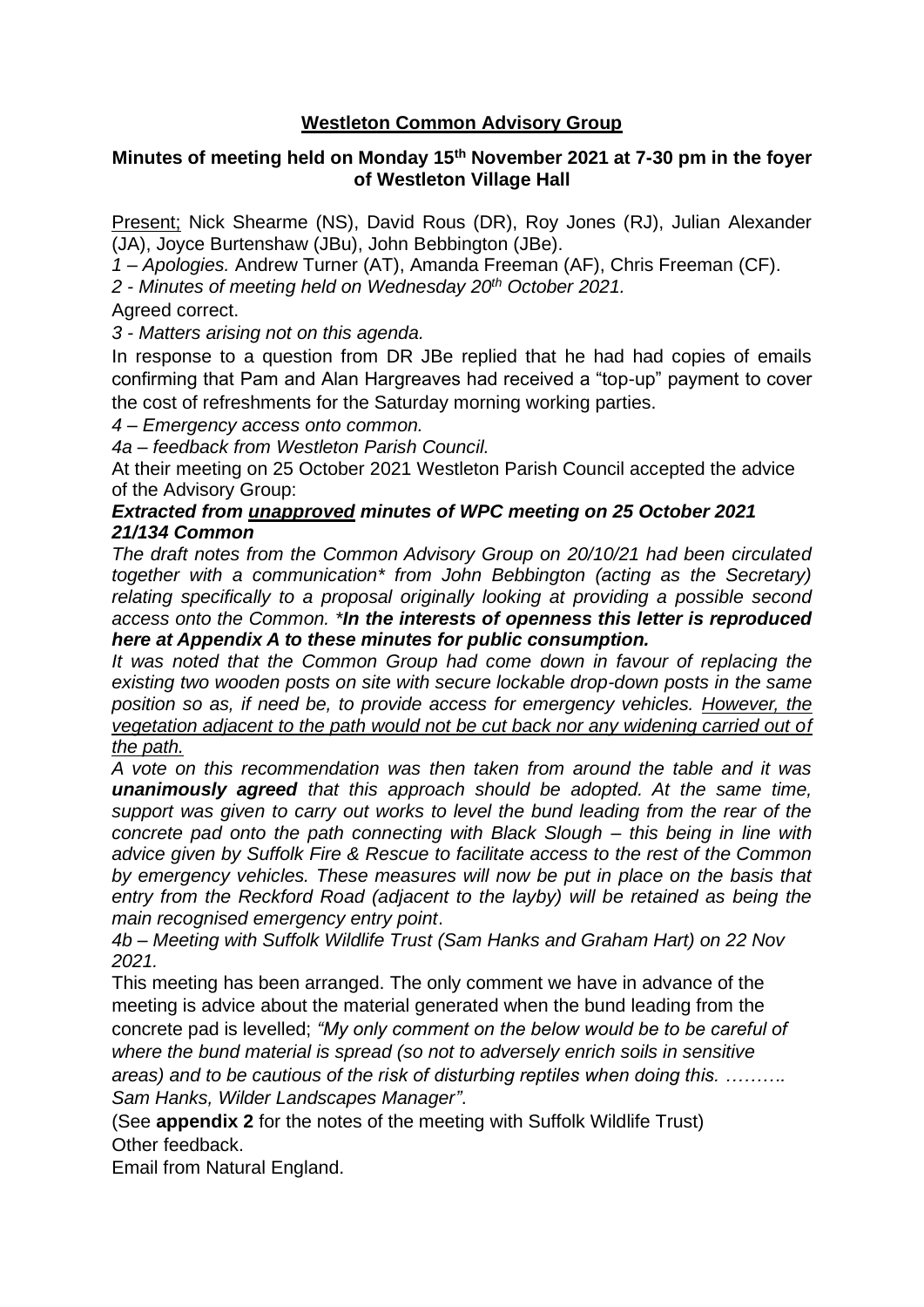**Westleton Common Advisory Group**

**Minutes of meeting held on Monday 15th November 2021 at 7-30 pm in the foyer of Westleton Village Hall**

Present; Nick Shearme (NS), David Rous (DR), Roy Jones (RJ), Julian Alexander (JA), Joyce Burtenshaw (JBu), John Bebbington (JBe).

*1 – Apologies.* Andrew Turner (AT), Amanda Freeman (AF), Chris Freeman (CF).

*2 - Minutes of meeting held on Wednesday 20th October 2021.*

Agreed correct.

*3 - Matters arising not on this agenda.*

In response to a question from DR JBe replied that he had had copies of emails confirming that Pam and Alan Hargreaves had received a "top-up" payment to cover the cost of refreshments for the Saturday morning working parties.

*4 – Emergency access onto common.*

*4a – feedback from Westleton Parish Council.*

At their meeting on 25 October 2021 Westleton Parish Council accepted the advice of the Advisory Group:

***Extracted from unapproved minutes of WPC meeting on 25 October 2021***
***21/134 Common***

*The draft notes from the Common Advisory Group on 20/10/21 had been circulated together with a communication\* from John Bebbington (acting as the Secretary) relating specifically to a proposal originally looking at providing a possible second access onto the Common. \****In the interests of openness this letter is reproduced here at Appendix A to these minutes for public consumption.***

*It was noted that the Common Group had come down in favour of replacing the existing two wooden posts on site with secure lockable drop-down posts in the same position so as, if need be, to provide access for emergency vehicles. However, the vegetation adjacent to the path would not be cut back nor any widening carried out of the path.*

*A vote on this recommendation was then taken from around the table and it was* ***unanimously agreed*** *that this approach should be adopted. At the same time, support was given to carry out works to level the bund leading from the rear of the concrete pad onto the path connecting with Black Slough – this being in line with advice given by Suffolk Fire & Rescue to facilitate access to the rest of the Common by emergency vehicles. These measures will now be put in place on the basis that entry from the Reckford Road (adjacent to the layby) will be retained as being the main recognised emergency entry point*.

*4b – Meeting with Suffolk Wildlife Trust (Sam Hanks and Graham Hart) on 22 Nov 2021.*

This meeting has been arranged. The only comment we have in advance of the meeting is advice about the material generated when the bund leading from the concrete pad is levelled; *"My only comment on the below would be to be careful of where the bund material is spread (so not to adversely enrich soils in sensitive areas) and to be cautious of the risk of disturbing reptiles when doing this. ………. Sam Hanks, Wilder Landscapes Manager".*

(See **appendix 2** for the notes of the meeting with Suffolk Wildlife Trust)

Other feedback.

Email from Natural England.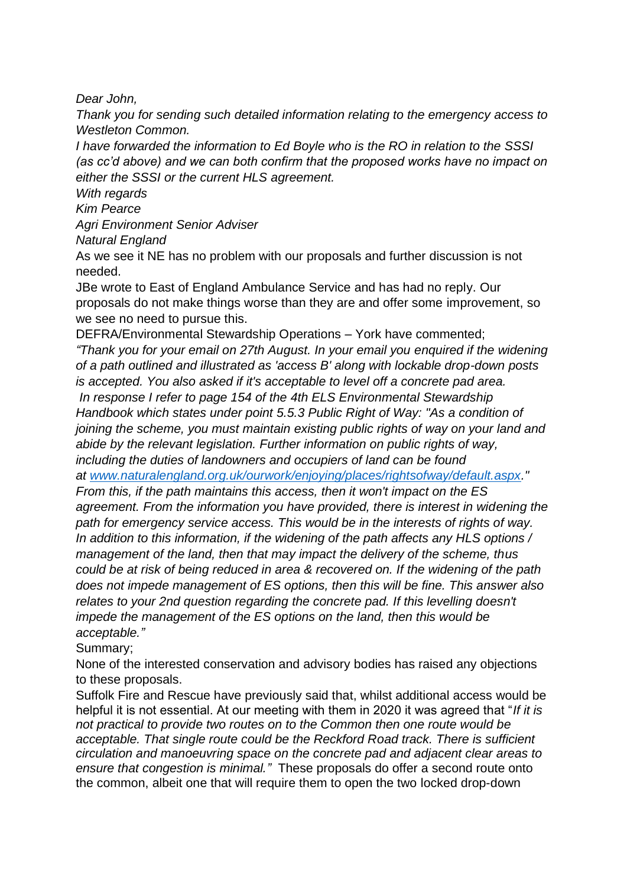*Dear John,*

*Thank you for sending such detailed information relating to the emergency access to Westleton Common.*

*I have forwarded the information to Ed Boyle who is the RO in relation to the SSSI (as cc'd above) and we can both confirm that the proposed works have no impact on either the SSSI or the current HLS agreement.*

*With regards*

*Kim Pearce*

*Agri Environment Senior Adviser*

*Natural England*

As we see it NE has no problem with our proposals and further discussion is not needed.

JBe wrote to East of England Ambulance Service and has had no reply. Our proposals do not make things worse than they are and offer some improvement, so we see no need to pursue this.

DEFRA/Environmental Stewardship Operations – York have commented;

*"Thank you for your email on 27th August. In your email you enquired if the widening of a path outlined and illustrated as 'access B' along with lockable drop-down posts is accepted. You also asked if it's acceptable to level off a concrete pad area.*

*In response I refer to page 154 of the 4th ELS Environmental Stewardship Handbook which states under point 5.5.3 Public Right of Way: "As a condition of joining the scheme, you must maintain existing public rights of way on your land and abide by the relevant legislation. Further information on public rights of way, including the duties of landowners and occupiers of land can be found at [www.naturalengland.org.uk/ourwork/enjoying/places/rightsofway/default.aspx](www.naturalengland.org.uk/ourwork/enjoying/places/rightsofway/default.aspx)."*

*From this, if the path maintains this access, then it won't impact on the ES agreement. From the information you have provided, there is interest in widening the path for emergency service access. This would be in the interests of rights of way. In addition to this information, if the widening of the path affects any HLS options / management of the land, then that may impact the delivery of the scheme, thus could be at risk of being reduced in area & recovered on. If the widening of the path does not impede management of ES options, then this will be fine. This answer also relates to your 2nd question regarding the concrete pad. If this levelling doesn't impede the management of the ES options on the land, then this would be acceptable."*

Summary;

None of the interested conservation and advisory bodies has raised any objections to these proposals.

Suffolk Fire and Rescue have previously said that, whilst additional access would be helpful it is not essential. At our meeting with them in 2020 it was agreed that "*If it is not practical to provide two routes on to the Common then one route would be acceptable. That single route could be the Reckford Road track. There is sufficient circulation and manoeuvring space on the concrete pad and adjacent clear areas to ensure that congestion is minimal."* These proposals do offer a second route onto the common, albeit one that will require them to open the two locked drop-down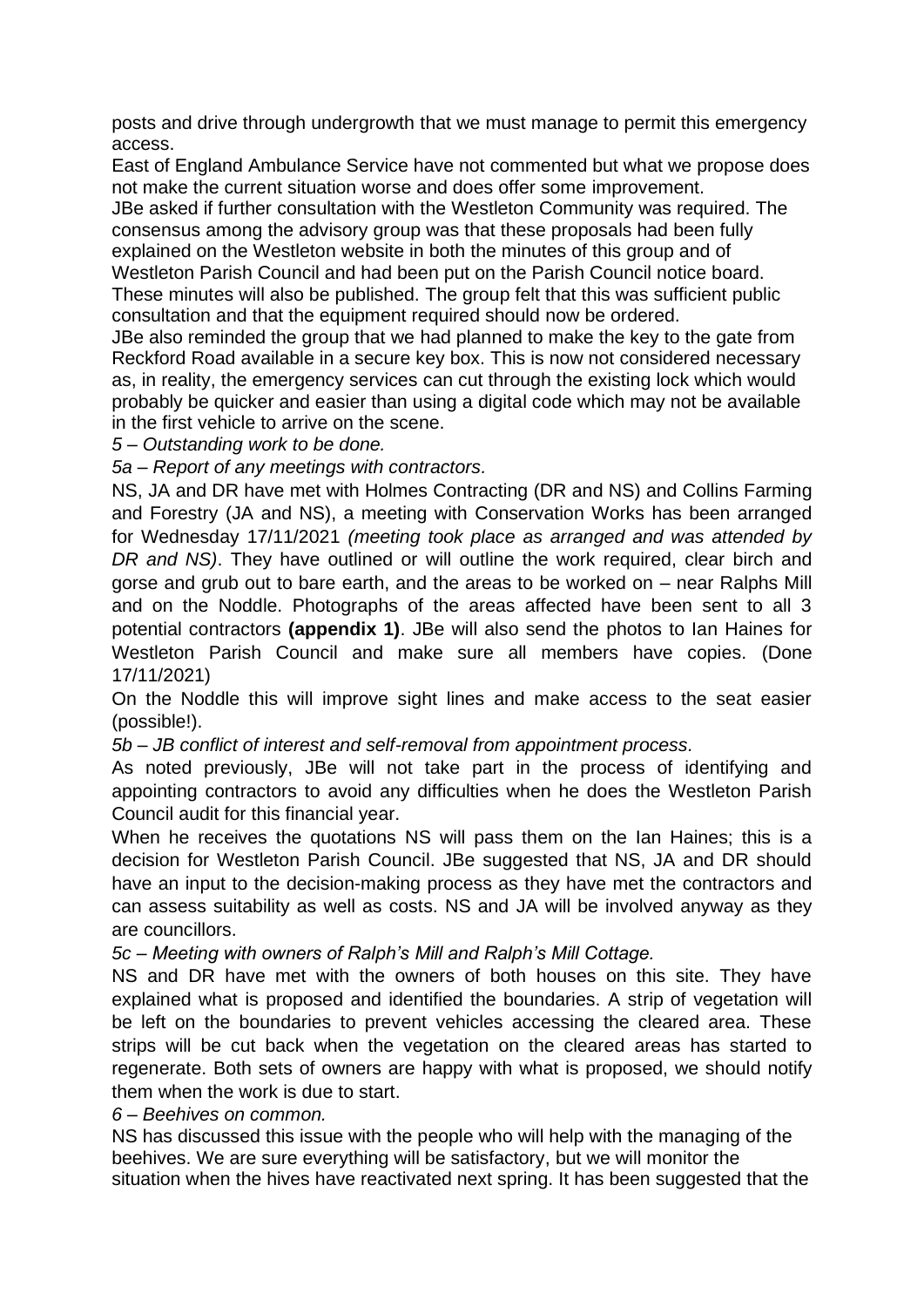posts and drive through undergrowth that we must manage to permit this emergency access.

East of England Ambulance Service have not commented but what we propose does not make the current situation worse and does offer some improvement.

JBe asked if further consultation with the Westleton Community was required. The consensus among the advisory group was that these proposals had been fully explained on the Westleton website in both the minutes of this group and of Westleton Parish Council and had been put on the Parish Council notice board. These minutes will also be published. The group felt that this was sufficient public consultation and that the equipment required should now be ordered.

JBe also reminded the group that we had planned to make the key to the gate from Reckford Road available in a secure key box. This is now not considered necessary as, in reality, the emergency services can cut through the existing lock which would probably be quicker and easier than using a digital code which may not be available in the first vehicle to arrive on the scene.

*5 – Outstanding work to be done.*

*5a – Report of any meetings with contractors.*

NS, JA and DR have met with Holmes Contracting (DR and NS) and Collins Farming and Forestry (JA and NS), a meeting with Conservation Works has been arranged for Wednesday 17/11/2021 *(meeting took place as arranged and was attended by DR and NS)*. They have outlined or will outline the work required, clear birch and gorse and grub out to bare earth, and the areas to be worked on – near Ralphs Mill and on the Noddle. Photographs of the areas affected have been sent to all 3 potential contractors **(appendix 1)**. JBe will also send the photos to Ian Haines for Westleton Parish Council and make sure all members have copies. (Done 17/11/2021)

On the Noddle this will improve sight lines and make access to the seat easier (possible!).

*5b – JB conflict of interest and self-removal from appointment process.*

As noted previously, JBe will not take part in the process of identifying and appointing contractors to avoid any difficulties when he does the Westleton Parish Council audit for this financial year.

When he receives the quotations NS will pass them on the Ian Haines; this is a decision for Westleton Parish Council. JBe suggested that NS, JA and DR should have an input to the decision-making process as they have met the contractors and can assess suitability as well as costs. NS and JA will be involved anyway as they are councillors.

*5c – Meeting with owners of Ralph's Mill and Ralph's Mill Cottage.*

NS and DR have met with the owners of both houses on this site. They have explained what is proposed and identified the boundaries. A strip of vegetation will be left on the boundaries to prevent vehicles accessing the cleared area. These strips will be cut back when the vegetation on the cleared areas has started to regenerate. Both sets of owners are happy with what is proposed, we should notify them when the work is due to start.

*6 – Beehives on common.*

NS has discussed this issue with the people who will help with the managing of the beehives. We are sure everything will be satisfactory, but we will monitor the situation when the hives have reactivated next spring. It has been suggested that the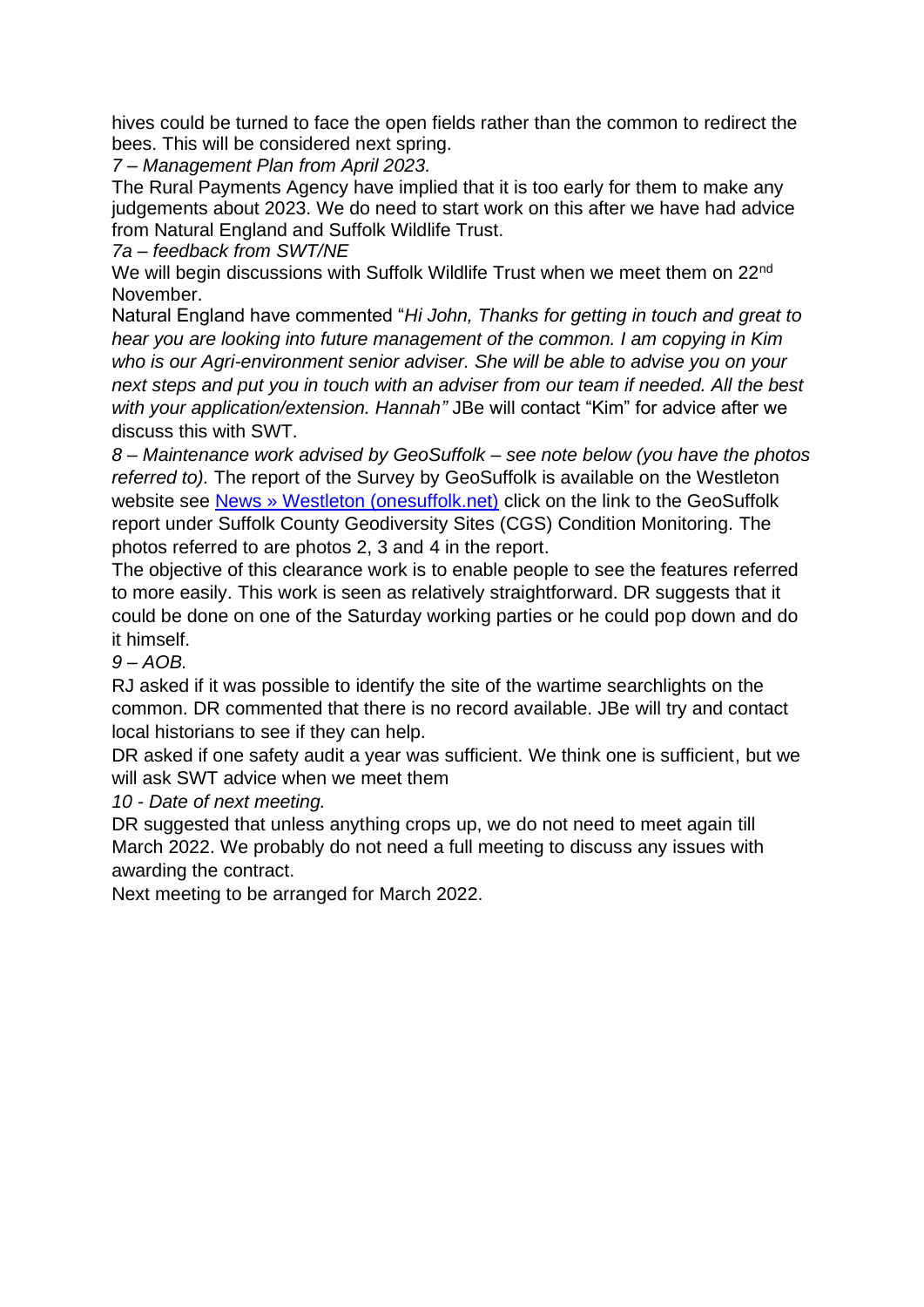hives could be turned to face the open fields rather than the common to redirect the bees. This will be considered next spring.

*7 – Management Plan from April 2023.*

The Rural Payments Agency have implied that it is too early for them to make any judgements about 2023. We do need to start work on this after we have had advice from Natural England and Suffolk Wildlife Trust.

*7a – feedback from SWT/NE*

We will begin discussions with Suffolk Wildlife Trust when we meet them on 22nd November.

Natural England have commented "*Hi John, Thanks for getting in touch and great to hear you are looking into future management of the common. I am copying in Kim who is our Agri-environment senior adviser. She will be able to advise you on your next steps and put you in touch with an adviser from our team if needed. All the best with your application/extension. Hannah"* JBe will contact "Kim" for advice after we discuss this with SWT.

*8 – Maintenance work advised by GeoSuffolk – see note below (you have the photos referred to).* The report of the Survey by GeoSuffolk is available on the Westleton website see [News » Westleton (onesuffolk.net)]() click on the link to the GeoSuffolk report under Suffolk County Geodiversity Sites (CGS) Condition Monitoring. The photos referred to are photos 2, 3 and 4 in the report.

The objective of this clearance work is to enable people to see the features referred to more easily. This work is seen as relatively straightforward. DR suggests that it could be done on one of the Saturday working parties or he could pop down and do it himself.

*9 – AOB.*

RJ asked if it was possible to identify the site of the wartime searchlights on the common. DR commented that there is no record available. JBe will try and contact local historians to see if they can help.

DR asked if one safety audit a year was sufficient. We think one is sufficient, but we will ask SWT advice when we meet them

*10 - Date of next meeting.*

DR suggested that unless anything crops up, we do not need to meet again till March 2022. We probably do not need a full meeting to discuss any issues with awarding the contract.

Next meeting to be arranged for March 2022.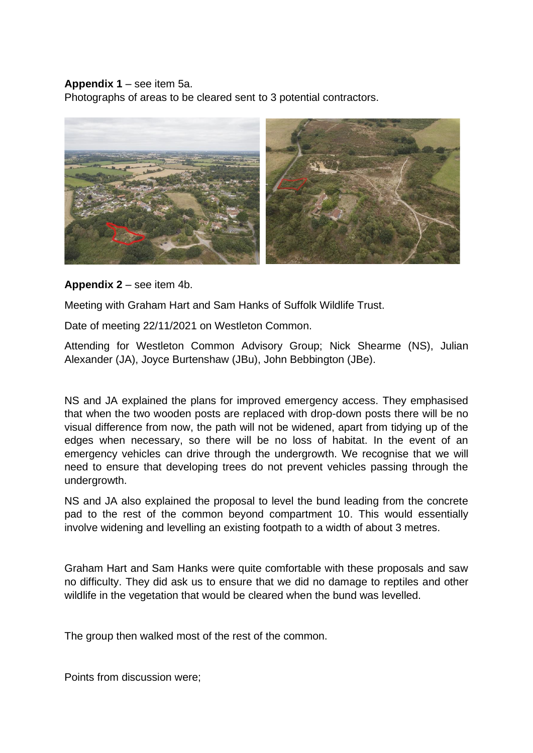**Appendix 1** – see item 5a.

Photographs of areas to be cleared sent to 3 potential contractors.

**Appendix 2** – see item 4b.

Meeting with Graham Hart and Sam Hanks of Suffolk Wildlife Trust.

Date of meeting 22/11/2021 on Westleton Common.

Attending for Westleton Common Advisory Group; Nick Shearme (NS), Julian Alexander (JA), Joyce Burtenshaw (JBu), John Bebbington (JBe).

NS and JA explained the plans for improved emergency access. They emphasised that when the two wooden posts are replaced with drop-down posts there will be no visual difference from now, the path will not be widened, apart from tidying up of the edges when necessary, so there will be no loss of habitat. In the event of an emergency vehicles can drive through the undergrowth. We recognise that we will need to ensure that developing trees do not prevent vehicles passing through the undergrowth.

NS and JA also explained the proposal to level the bund leading from the concrete pad to the rest of the common beyond compartment 10. This would essentially involve widening and levelling an existing footpath to a width of about 3 metres.

Graham Hart and Sam Hanks were quite comfortable with these proposals and saw no difficulty. They did ask us to ensure that we did no damage to reptiles and other wildlife in the vegetation that would be cleared when the bund was levelled.

The group then walked most of the rest of the common.

Points from discussion were;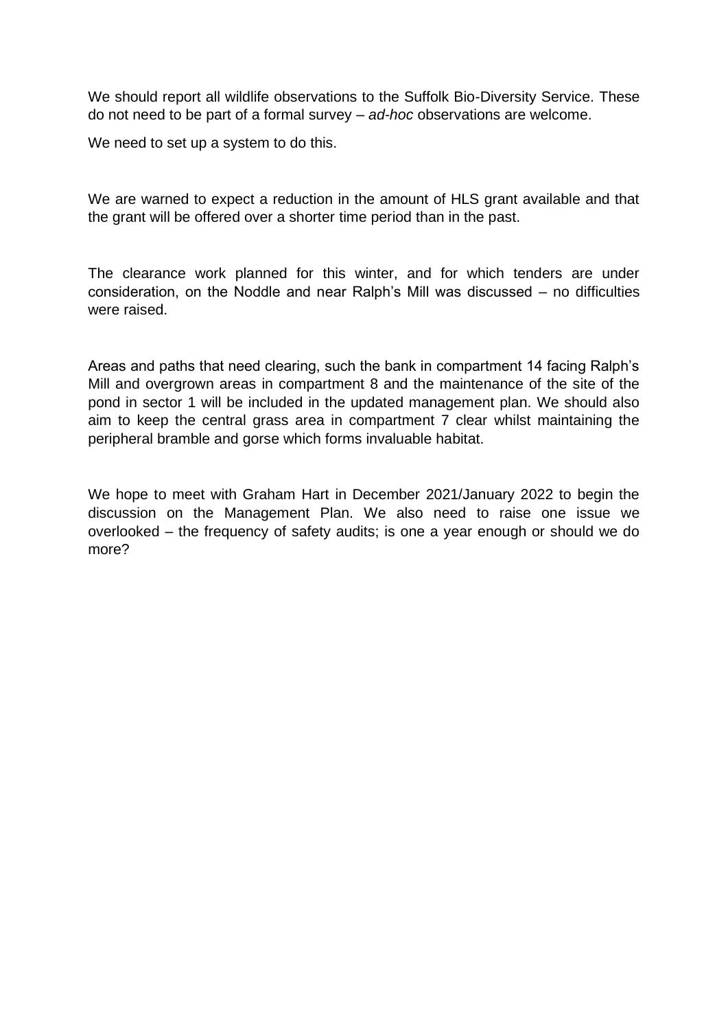We should report all wildlife observations to the Suffolk Bio-Diversity Service. These do not need to be part of a formal survey – *ad-hoc* observations are welcome.

We need to set up a system to do this.

We are warned to expect a reduction in the amount of HLS grant available and that the grant will be offered over a shorter time period than in the past.

The clearance work planned for this winter, and for which tenders are under consideration, on the Noddle and near Ralph's Mill was discussed – no difficulties were raised.

Areas and paths that need clearing, such the bank in compartment 14 facing Ralph's Mill and overgrown areas in compartment 8 and the maintenance of the site of the pond in sector 1 will be included in the updated management plan. We should also aim to keep the central grass area in compartment 7 clear whilst maintaining the peripheral bramble and gorse which forms invaluable habitat.

We hope to meet with Graham Hart in December 2021/January 2022 to begin the discussion on the Management Plan. We also need to raise one issue we overlooked – the frequency of safety audits; is one a year enough or should we do more?